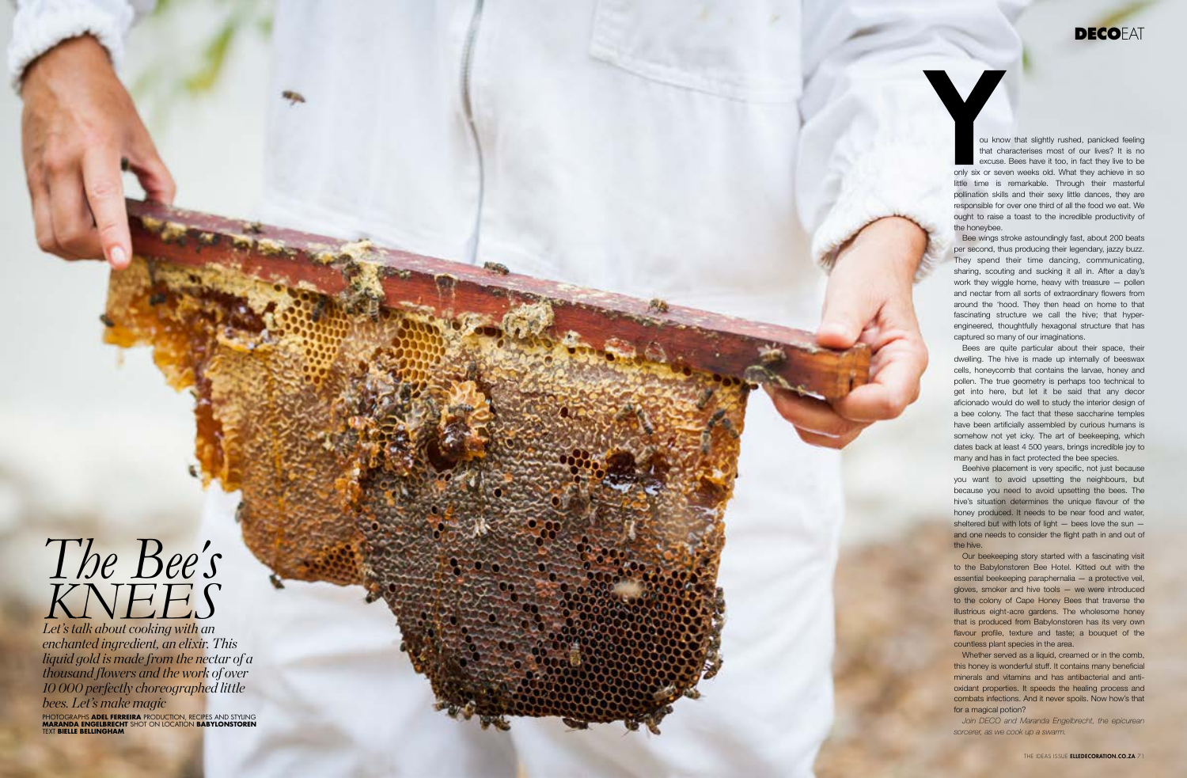# *The Bee's KNEES*

*Let's talk about cooking with an enchanted ingredient, an elixir. This liquid gold is made from the nectar of a thousand flowers and the work of over 10 000 perfectly choreographed little bees. Let's make magic*

PHOTOGRAPHS **ADEL FERREIRA** PRODUCTION, RECIPES AND STYLING **MARANDA ENGELBRECHT** SHOT ON LOCATION **BABYLONSTOREN** TEXT **BIELLE BELLINGHAM**

You know that slightly rushed, panicked feeling that characterises most of our lives? It is no excuse. Bees have it too, in fact they live to be only six or seven weeks old. What they achieve in so little time is remarkable. Through their masterful pollination skills and their sexy little dances, they are responsible for over one third of all the food we eat. We ought to raise a toast to the incredible productivity of the honeybee.

Bee wings stroke astoundingly fast, about 200 beats per second, thus producing their legendary, jazzy buzz. They spend their time dancing, communicating, sharing, scouting and sucking it all in. After a day's work they wiggle home, heavy with treasure – pollen and nectar from all sorts of extraordinary flowers from around the 'hood. They then head on home to that fascinating structure we call the hive; that hyper-engineered, thoughtfully hexagonal structure that has captured so many of our imaginations.

Bees are quite particular about their space, their dwelling. The hive is made up internally of beeswax cells, honeycomb that contains the larvae, honey and pollen. The true geometry is perhaps too technical to get into here, but let it be said that any decor aficionado would do well to study the interior design of a bee colony. The fact that these saccharine temples have been artificially assembled by curious humans is somehow not yet icky. The art of beekeeping, which dates back at least 4 500 years, brings incredible joy to many and has in fact protected the bee species.

Beehive placement is very specific, not just because you want to avoid upsetting the neighbours, but because you need to avoid upsetting the bees. The hive's situation determines the unique flavour of the honey produced. It needs to be near food and water, sheltered but with lots of light – bees love the sun – and one needs to consider the flight path in and out of the hive.

Our beekeeping story started with a fascinating visit to the Babylonstoren Bee Hotel. Kitted out with the essential beekeeping paraphernalia – a protective veil, gloves, smoker and hive tools – we were introduced to the colony of Cape Honey Bees that traverse the illustrious eight-acre gardens. The wholesome honey that is produced from Babylonstoren has its very own flavour profile, texture and taste; a bouquet of the countless plant species in the area.

Whether served as a liquid, creamed or in the comb, this honey is wonderful stuff. It contains many beneficial minerals and vitamins and has antibacterial and anti-oxidant properties. It speeds the healing process and combats infections. And it never spoils. Now how's that for a magical potion?

*Join DECO and Maranda Engelbrecht, the epicurean sorcerer, as we cook up a swarm.*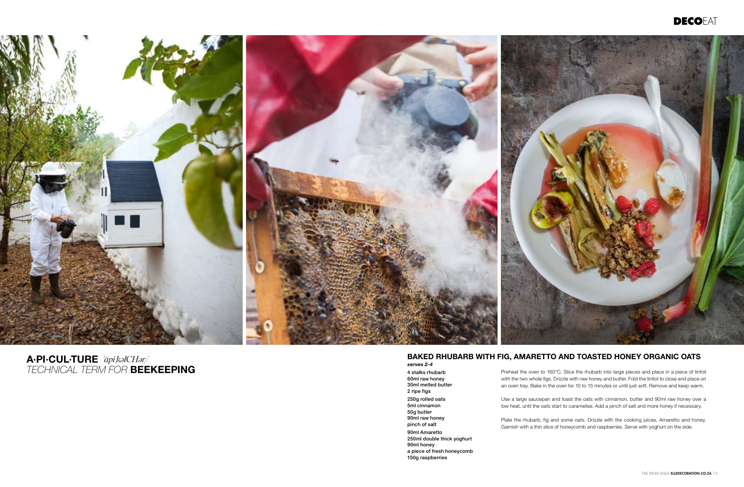# A·PI·CUL·TURE *ˈāpiˌkəlCHər/*

*TECHNICAL TERM FOR* **BEEKEEPING**

## BAKED RHUBARB WITH FIG, AMARETTO AND TOASTED HONEY ORGANIC OATS

***serves 2-4***

**4 stalks rhubarb**
**60ml raw honey**
**30ml melted butter**
**2 ripe figs**

**250g rolled oats**
**5ml cinnamon**
**50g butter**
**90ml raw honey**
**pinch of salt**

**90ml Amaretto**
**250ml double thick yoghurt**
**90ml honey**
**a piece of fresh honeycomb**
**150g raspberries**

Preheat the oven to 160°C. Slice the rhubarb into large pieces and place in a piece of tinfoil with the two whole figs. Drizzle with raw honey and butter. Fold the tinfoil to close and place on an oven tray. Bake in the oven for 10 to 15 minutes or until just soft. Remove and keep warm.

Use a large saucepan and toast the oats with cinnamon, butter and 90ml raw honey over a low heat, until the oats start to caramelise. Add a pinch of salt and more honey if necessary.

Plate the rhubarb, fig and some oats. Drizzle with the cooking juices, Amaretto and honey. Garnish with a thin slice of honeycomb and raspberries. Serve with yoghurt on the side.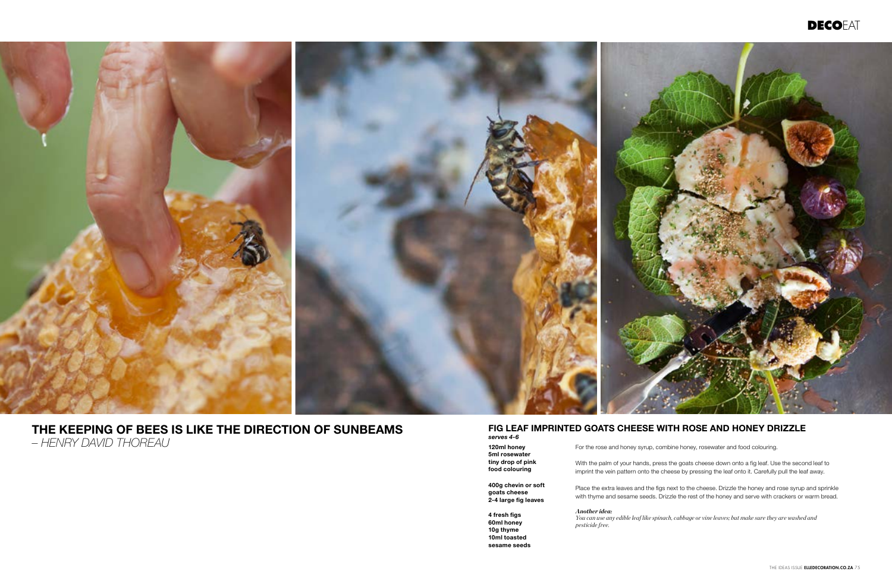## THE KEEPING OF BEES IS LIKE THE DIRECTION OF SUNBEAMS

*– HENRY DAVID THOREAU*

## FIG LEAF IMPRINTED GOATS CHEESE WITH ROSE AND HONEY DRIZZLE

***serves 4-6***

**120ml honey**
**5ml rosewater**
**tiny drop of pink food colouring**

**400g chevin or soft goats cheese**
**2-4 large fig leaves**

**4 fresh figs**
**60ml honey**
**10g thyme**
**10ml toasted sesame seeds**

For the rose and honey syrup, combine honey, rosewater and food colouring.

With the palm of your hands, press the goats cheese down onto a fig leaf. Use the second leaf to imprint the vein pattern onto the cheese by pressing the leaf onto it. Carefully pull the leaf away.

Place the extra leaves and the figs next to the cheese. Drizzle the honey and rose syrup and sprinkle with thyme and sesame seeds. Drizzle the rest of the honey and serve with crackers or warm bread.

***Another idea:***
*You can use any edible leaf like spinach, cabbage or vine leaves; but make sure they are washed and pesticide free.*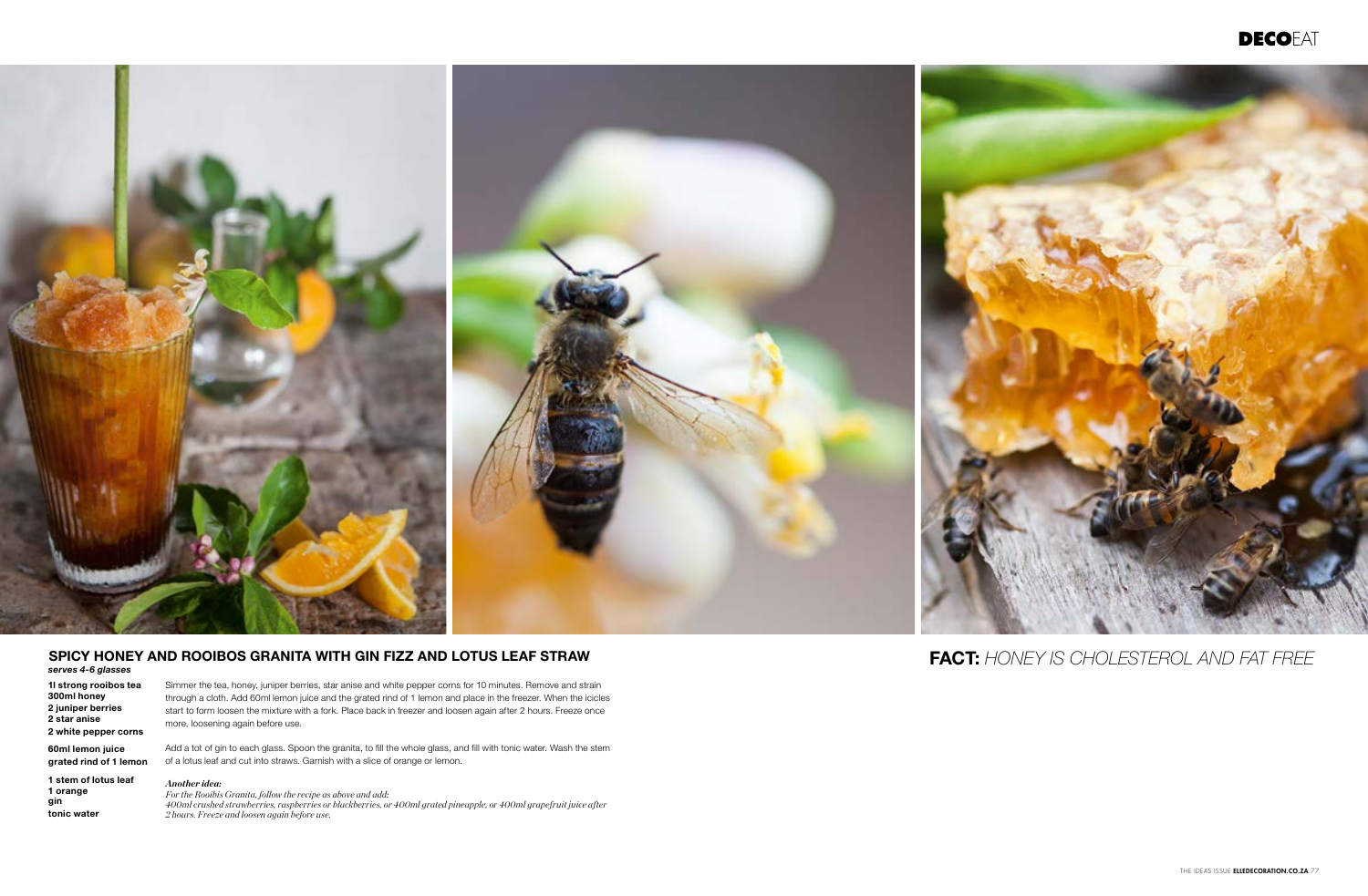## SPICY HONEY AND ROOIBOS GRANITA WITH GIN FIZZ AND LOTUS LEAF STRAW

***serves 4-6 glasses***

**1l strong rooibos tea**
**300ml honey**
**2 juniper berries**
**2 star anise**
**2 white pepper corns**

Simmer the tea, honey, juniper berries, star anise and white pepper corns for 10 minutes. Remove and strain through a cloth. Add 60ml lemon juice and the grated rind of 1 lemon and place in the freezer. When the icicles start to form loosen the mixture with a fork. Place back in freezer and loosen again after 2 hours. Freeze once more, loosening again before use.

**60ml lemon juice**
**grated rind of 1 lemon**

Add a tot of gin to each glass. Spoon the granita, to fill the whole glass, and fill with tonic water. Wash the stem of a lotus leaf and cut into straws. Garnish with a slice of orange or lemon.

**1 stem of lotus leaf**
**1 orange**
**gin**
**tonic water**

***Another idea:***
*For the Rooibis Granita, follow the recipe as above and add:*
*400ml crushed strawberries, raspberries or blackberries, or 400ml grated pineapple, or 400ml grapefruit juice after 2 hours. Freeze and loosen again before use.*

**FACT:** *HONEY IS CHOLESTEROL AND FAT FREE*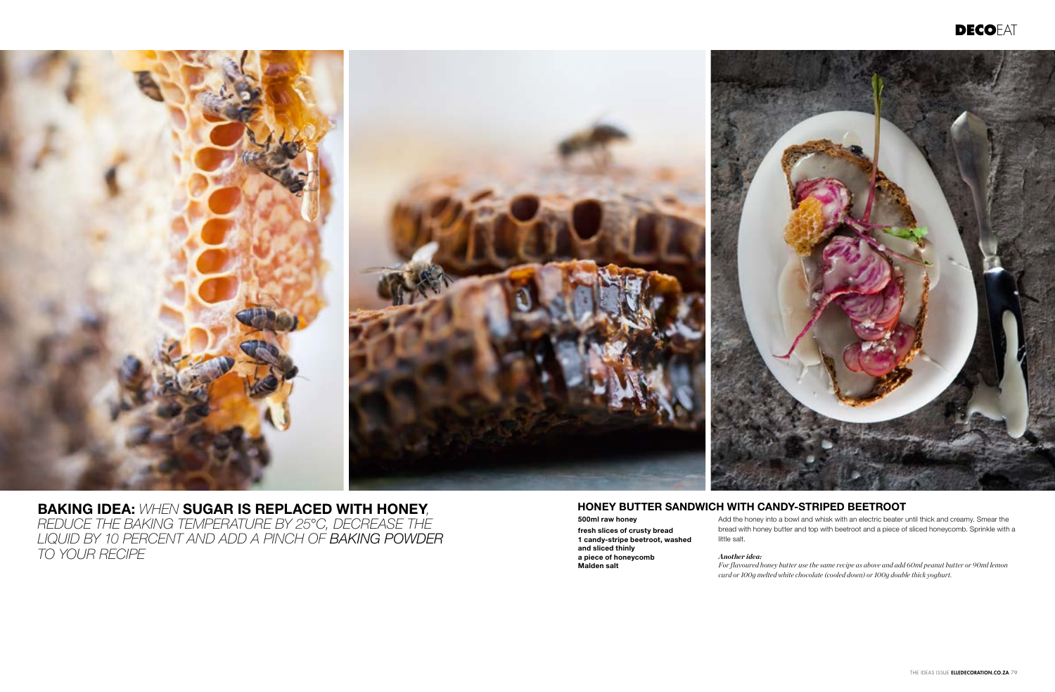**BAKING IDEA:** *WHEN* **SUGAR IS REPLACED WITH HONEY**, *REDUCE THE BAKING TEMPERATURE BY 25°C, DECREASE THE LIQUID BY 10 PERCENT AND ADD A PINCH OF* *BAKING POWDER* *TO YOUR RECIPE*

## HONEY BUTTER SANDWICH WITH CANDY-STRIPED BEETROOT

**500ml raw honey**

**fresh slices of crusty bread**
**1 candy-stripe beetroot, washed and sliced thinly**
**a piece of honeycomb**
**Malden salt**

Add the honey into a bowl and whisk with an electric beater until thick and creamy. Smear the bread with honey butter and top with beetroot and a piece of sliced honeycomb. Sprinkle with a little salt.

***Another idea:***
*For flavoured honey butter use the same recipe as above and add 60ml peanut butter or 90ml lemon curd or 100g melted white chocolate (cooled down) or 100g double thick yoghurt.*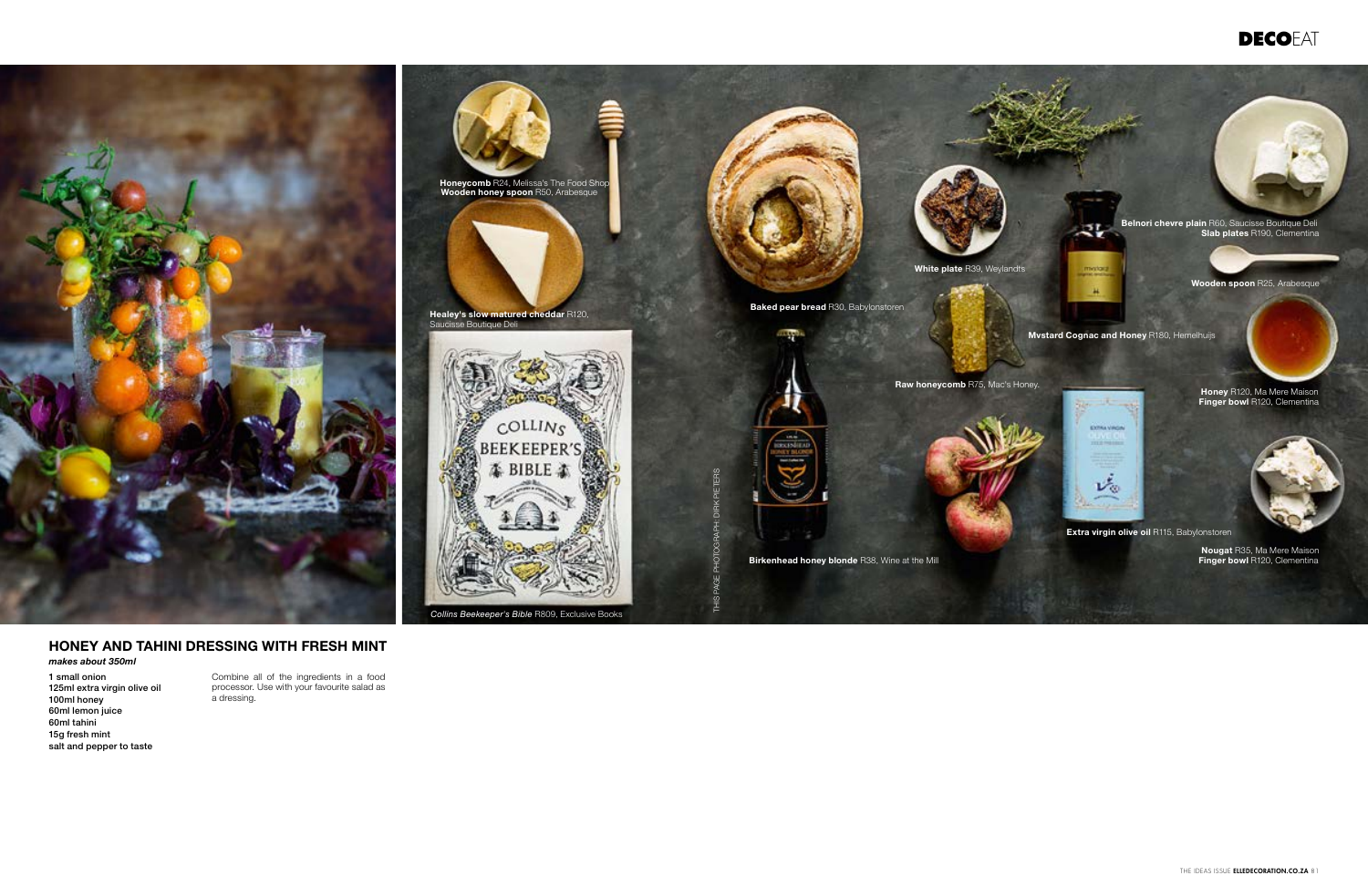Honeycomb R24, Melissa's The Food Shop
Wooden honey spoon R50, Arabesque

Healey's slow matured cheddar R120, Saucisse Boutique Deli

*Collins Beekeeper's Bible* R809, Exclusive Books

Baked pear bread R30, Babylonstoren

White plate R39, Weylandts

Raw honeycomb R75, Mac's Honey.

Mvstard Cognac and Honey R180, Hemelhuijs

Belnori chevre plain R60, Saucisse Boutique Deli
Slab plates R190, Clementina

Wooden spoon R25, Arabesque

Honey R120, Ma Mere Maison
Finger bowl R120, Clementina

Birkenhead honey blonde R38, Wine at the Mill

Extra virgin olive oil R115, Babylonstoren

Nougat R35, Ma Mere Maison
Finger bowl R120, Clementina

THIS PAGE: PHOTOGRAPH: DIRK PIETERS

## HONEY AND TAHINI DRESSING WITH FRESH MINT

***makes about 350ml***

**1 small onion**
**125ml extra virgin olive oil**
**100ml honey**
**60ml lemon juice**
**60ml tahini**
**15g fresh mint**
**salt and pepper to taste**

Combine all of the ingredients in a food processor. Use with your favourite salad as a dressing.